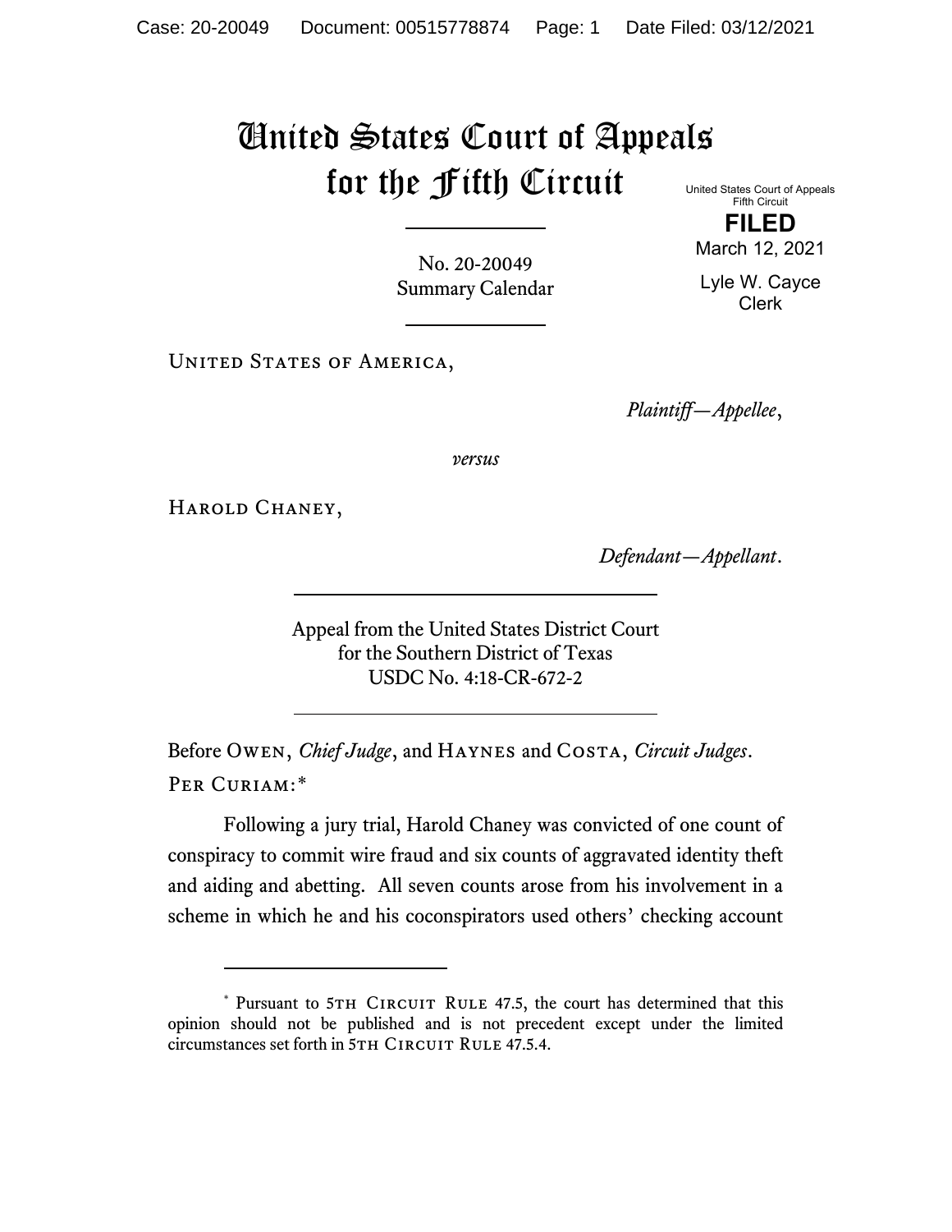# United States Court of Appeals for the Fifth Circuit

United States Court of Appeals
Fifth Circuit

**FILED**

March 12, 2021

Lyle W. Cayce
Clerk

No. 20-20049
Summary Calendar

---

United States of America,

*Plaintiff—Appellee*,

*versus*

Harold Chaney,

*Defendant—Appellant*.

---

Appeal from the United States District Court
for the Southern District of Texas
USDC No. 4:18-CR-672-2

---

Before Owen, *Chief Judge*, and Haynes and Costa, *Circuit Judges*.

Per Curiam:*

Following a jury trial, Harold Chaney was convicted of one count of conspiracy to commit wire fraud and six counts of aggravated identity theft and aiding and abetting. All seven counts arose from his involvement in a scheme in which he and his coconspirators used others' checking account

---

\* Pursuant to 5th Circuit Rule 47.5, the court has determined that this opinion should not be published and is not precedent except under the limited circumstances set forth in 5th Circuit Rule 47.5.4.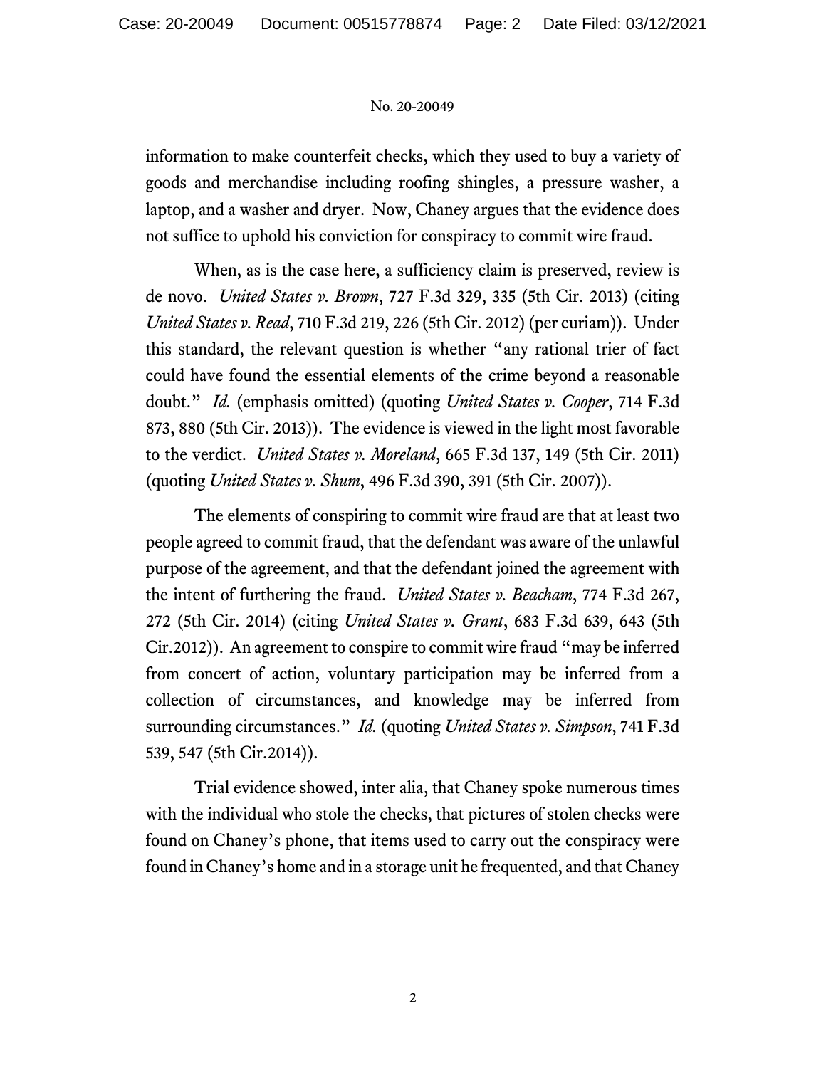information to make counterfeit checks, which they used to buy a variety of goods and merchandise including roofing shingles, a pressure washer, a laptop, and a washer and dryer. Now, Chaney argues that the evidence does not suffice to uphold his conviction for conspiracy to commit wire fraud.

When, as is the case here, a sufficiency claim is preserved, review is de novo. *United States v. Brown*, 727 F.3d 329, 335 (5th Cir. 2013) (citing *United States v. Read*, 710 F.3d 219, 226 (5th Cir. 2012) (per curiam)). Under this standard, the relevant question is whether "any rational trier of fact could have found the essential elements of the crime beyond a reasonable doubt." *Id.* (emphasis omitted) (quoting *United States v. Cooper*, 714 F.3d 873, 880 (5th Cir. 2013)). The evidence is viewed in the light most favorable to the verdict. *United States v. Moreland*, 665 F.3d 137, 149 (5th Cir. 2011) (quoting *United States v. Shum*, 496 F.3d 390, 391 (5th Cir. 2007)).

The elements of conspiring to commit wire fraud are that at least two people agreed to commit fraud, that the defendant was aware of the unlawful purpose of the agreement, and that the defendant joined the agreement with the intent of furthering the fraud. *United States v. Beacham*, 774 F.3d 267, 272 (5th Cir. 2014) (citing *United States v. Grant*, 683 F.3d 639, 643 (5th Cir.2012)). An agreement to conspire to commit wire fraud "may be inferred from concert of action, voluntary participation may be inferred from a collection of circumstances, and knowledge may be inferred from surrounding circumstances." *Id.* (quoting *United States v. Simpson*, 741 F.3d 539, 547 (5th Cir.2014)).

Trial evidence showed, inter alia, that Chaney spoke numerous times with the individual who stole the checks, that pictures of stolen checks were found on Chaney's phone, that items used to carry out the conspiracy were found in Chaney's home and in a storage unit he frequented, and that Chaney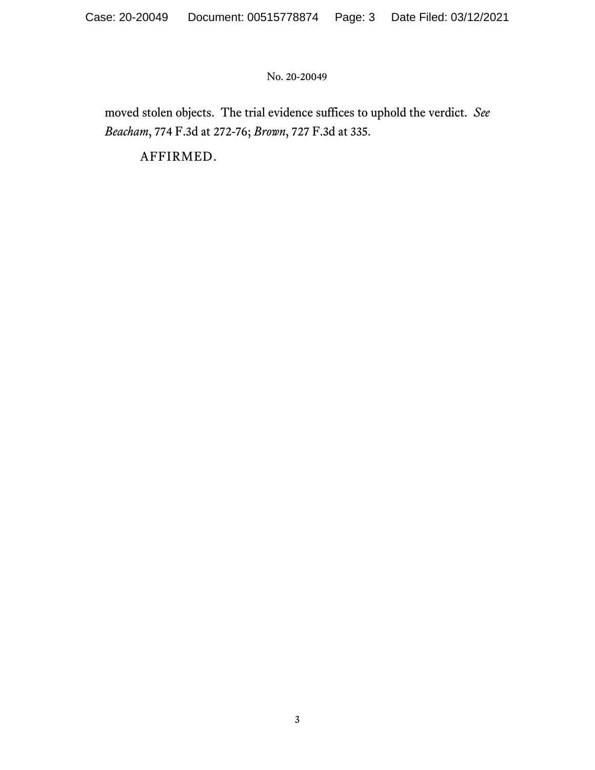moved stolen objects. The trial evidence suffices to uphold the verdict. *See Beacham*, 774 F.3d at 272-76; *Brown*, 727 F.3d at 335.

AFFIRMED.